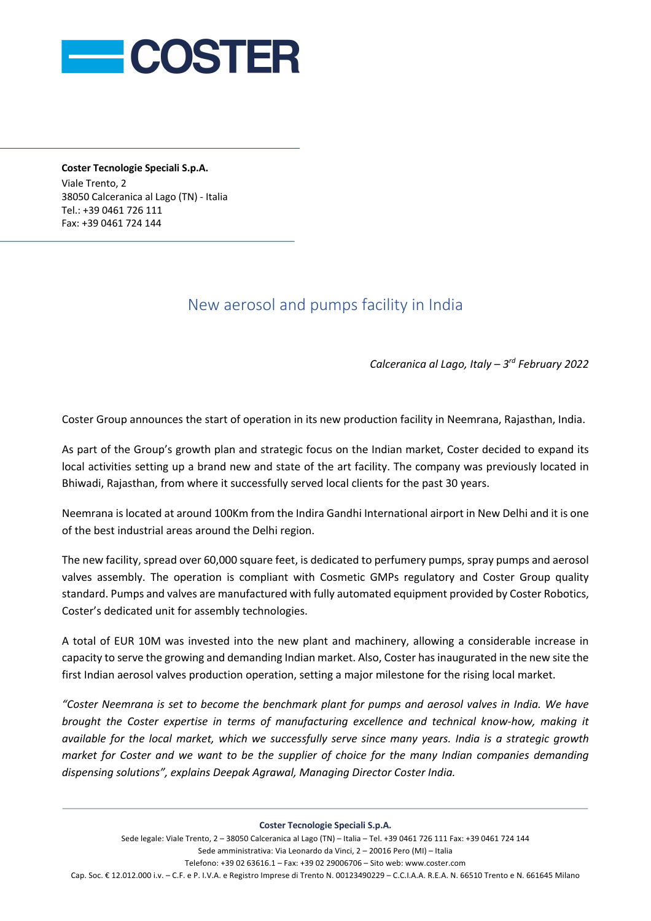**Coster Tecnologie Speciali S.p.A.**
Viale Trento, 2
38050 Calceranica al Lago (TN) - Italia
Tel.: +39 0461 726 111
Fax: +39 0461 724 144

# New aerosol and pumps facility in India

*Calceranica al Lago, Italy – 3rd February 2022*

Coster Group announces the start of operation in its new production facility in Neemrana, Rajasthan, India.

As part of the Group's growth plan and strategic focus on the Indian market, Coster decided to expand its local activities setting up a brand new and state of the art facility. The company was previously located in Bhiwadi, Rajasthan, from where it successfully served local clients for the past 30 years.

Neemrana is located at around 100Km from the Indira Gandhi International airport in New Delhi and it is one of the best industrial areas around the Delhi region.

The new facility, spread over 60,000 square feet, is dedicated to perfumery pumps, spray pumps and aerosol valves assembly. The operation is compliant with Cosmetic GMPs regulatory and Coster Group quality standard. Pumps and valves are manufactured with fully automated equipment provided by Coster Robotics, Coster's dedicated unit for assembly technologies.

A total of EUR 10M was invested into the new plant and machinery, allowing a considerable increase in capacity to serve the growing and demanding Indian market. Also, Coster has inaugurated in the new site the first Indian aerosol valves production operation, setting a major milestone for the rising local market.

*"Coster Neemrana is set to become the benchmark plant for pumps and aerosol valves in India. We have brought the Coster expertise in terms of manufacturing excellence and technical know-how, making it available for the local market, which we successfully serve since many years. India is a strategic growth market for Coster and we want to be the supplier of choice for the many Indian companies demanding dispensing solutions", explains Deepak Agrawal, Managing Director Coster India.*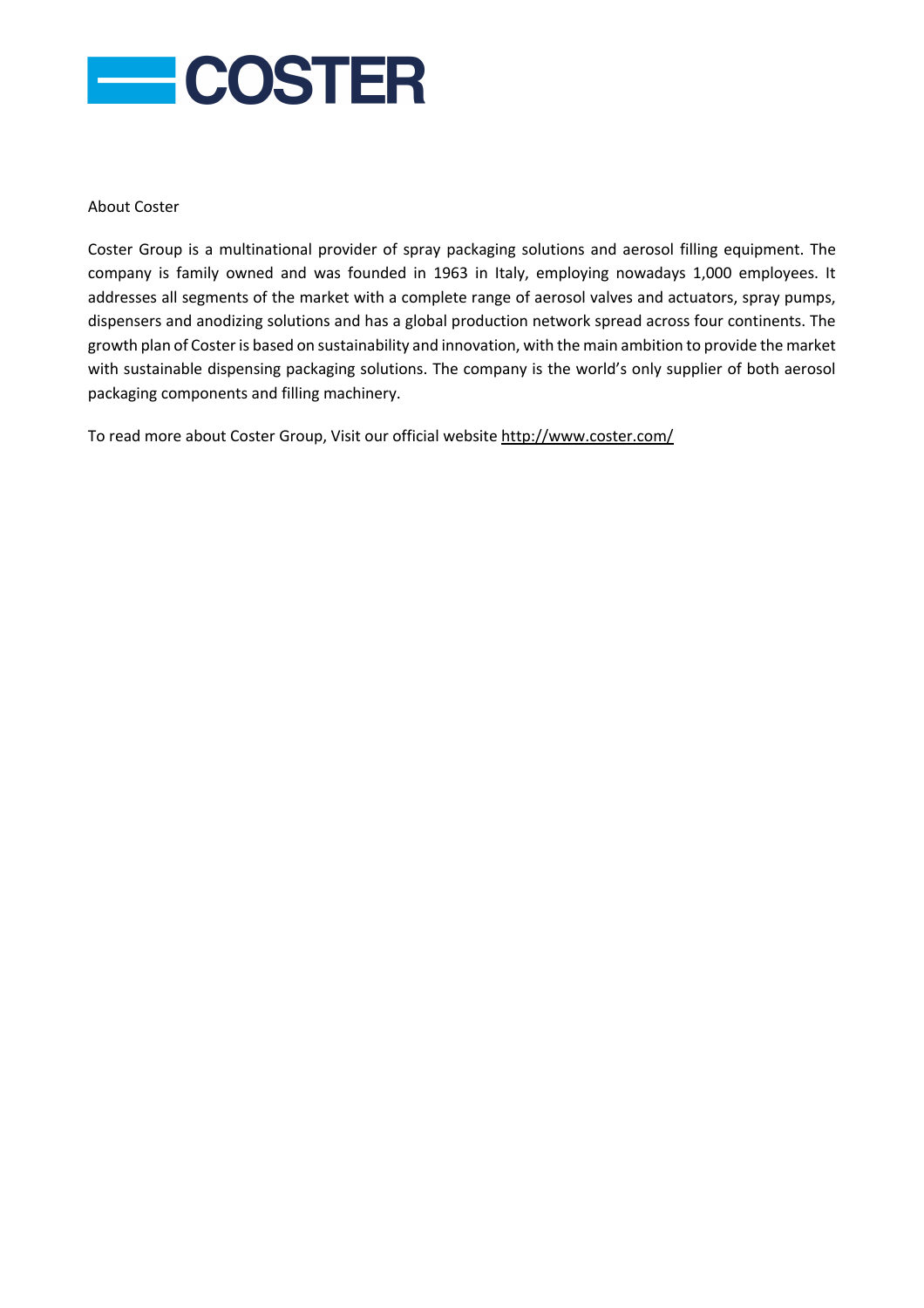COSTER

About Coster

Coster Group is a multinational provider of spray packaging solutions and aerosol filling equipment. The company is family owned and was founded in 1963 in Italy, employing nowadays 1,000 employees. It addresses all segments of the market with a complete range of aerosol valves and actuators, spray pumps, dispensers and anodizing solutions and has a global production network spread across four continents. The growth plan of Coster is based on sustainability and innovation, with the main ambition to provide the market with sustainable dispensing packaging solutions. The company is the world's only supplier of both aerosol packaging components and filling machinery.

To read more about Coster Group, Visit our official website http://www.coster.com/